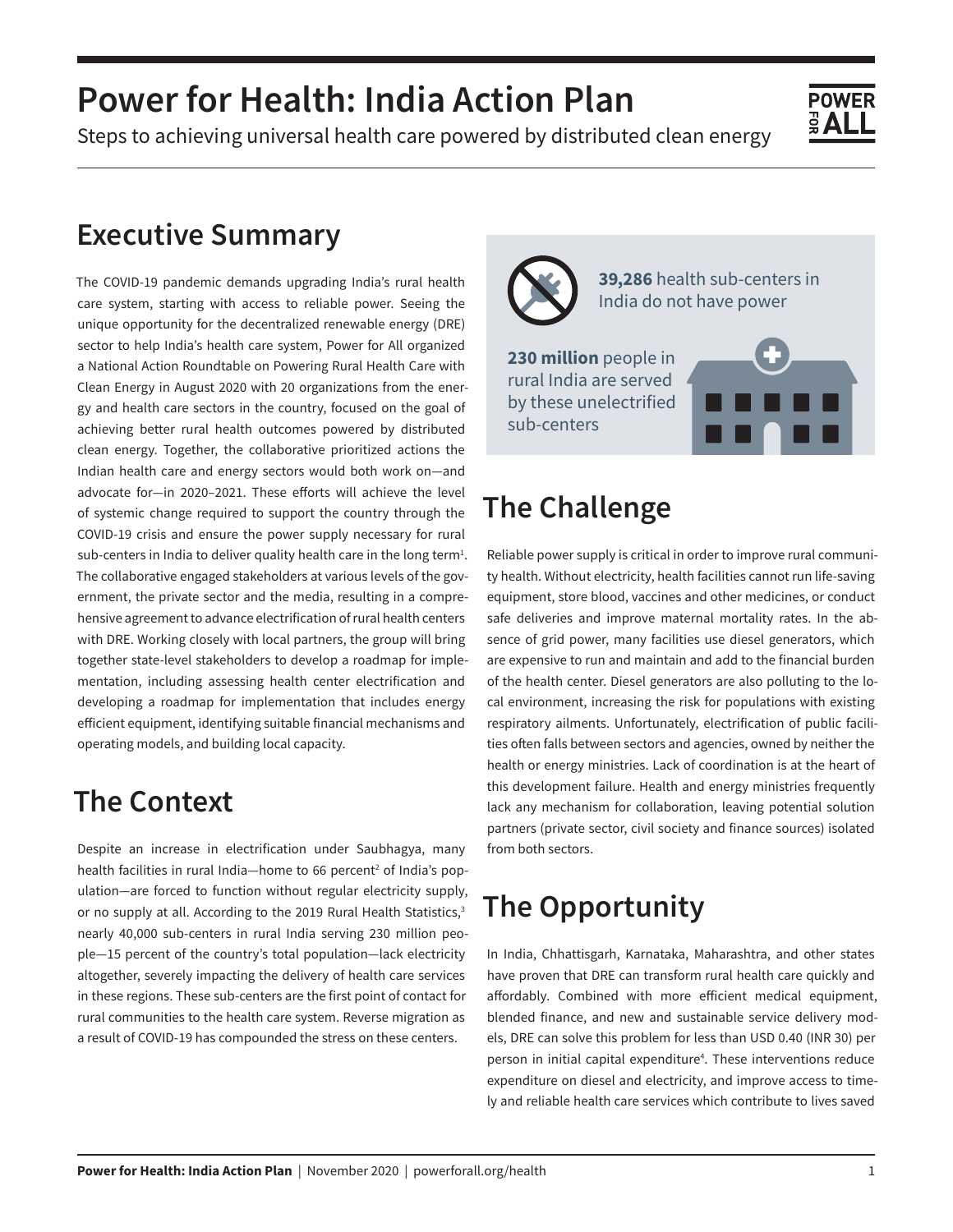# Power for Health: India Action Plan

Steps to achieving universal health care powered by distributed clean energy

## Executive Summary

The COVID-19 pandemic demands upgrading India's rural health care system, starting with access to reliable power. Seeing the unique opportunity for the decentralized renewable energy (DRE) sector to help India's health care system, Power for All organized a National Action Roundtable on Powering Rural Health Care with Clean Energy in August 2020 with 20 organizations from the energy and health care sectors in the country, focused on the goal of achieving better rural health outcomes powered by distributed clean energy. Together, the collaborative prioritized actions the Indian health care and energy sectors would both work on—and advocate for—in 2020–2021. These efforts will achieve the level of systemic change required to support the country through the COVID-19 crisis and ensure the power supply necessary for rural sub-centers in India to deliver quality health care in the long term[1]. The collaborative engaged stakeholders at various levels of the government, the private sector and the media, resulting in a comprehensive agreement to advance electrification of rural health centers with DRE. Working closely with local partners, the group will bring together state-level stakeholders to develop a roadmap for implementation, including assessing health center electrification and developing a roadmap for implementation that includes energy efficient equipment, identifying suitable financial mechanisms and operating models, and building local capacity.

## The Context

Despite an increase in electrification under Saubhagya, many health facilities in rural India—home to 66 percent[2] of India's population—are forced to function without regular electricity supply, or no supply at all. According to the 2019 Rural Health Statistics,[3] nearly 40,000 sub-centers in rural India serving 230 million people—15 percent of the country's total population—lack electricity altogether, severely impacting the delivery of health care services in these regions. These sub-centers are the first point of contact for rural communities to the health care system. Reverse migration as a result of COVID-19 has compounded the stress on these centers.

**39,286** health sub-centers in India do not have power

**230 million** people in rural India are served by these unelectrified sub-centers

## The Challenge

Reliable power supply is critical in order to improve rural community health. Without electricity, health facilities cannot run life-saving equipment, store blood, vaccines and other medicines, or conduct safe deliveries and improve maternal mortality rates. In the absence of grid power, many facilities use diesel generators, which are expensive to run and maintain and add to the financial burden of the health center. Diesel generators are also polluting to the local environment, increasing the risk for populations with existing respiratory ailments. Unfortunately, electrification of public facilities often falls between sectors and agencies, owned by neither the health or energy ministries. Lack of coordination is at the heart of this development failure. Health and energy ministries frequently lack any mechanism for collaboration, leaving potential solution partners (private sector, civil society and finance sources) isolated from both sectors.

## The Opportunity

In India, Chhattisgarh, Karnataka, Maharashtra, and other states have proven that DRE can transform rural health care quickly and affordably. Combined with more efficient medical equipment, blended finance, and new and sustainable service delivery models, DRE can solve this problem for less than USD 0.40 (INR 30) per person in initial capital expenditure[4]. These interventions reduce expenditure on diesel and electricity, and improve access to timely and reliable health care services which contribute to lives saved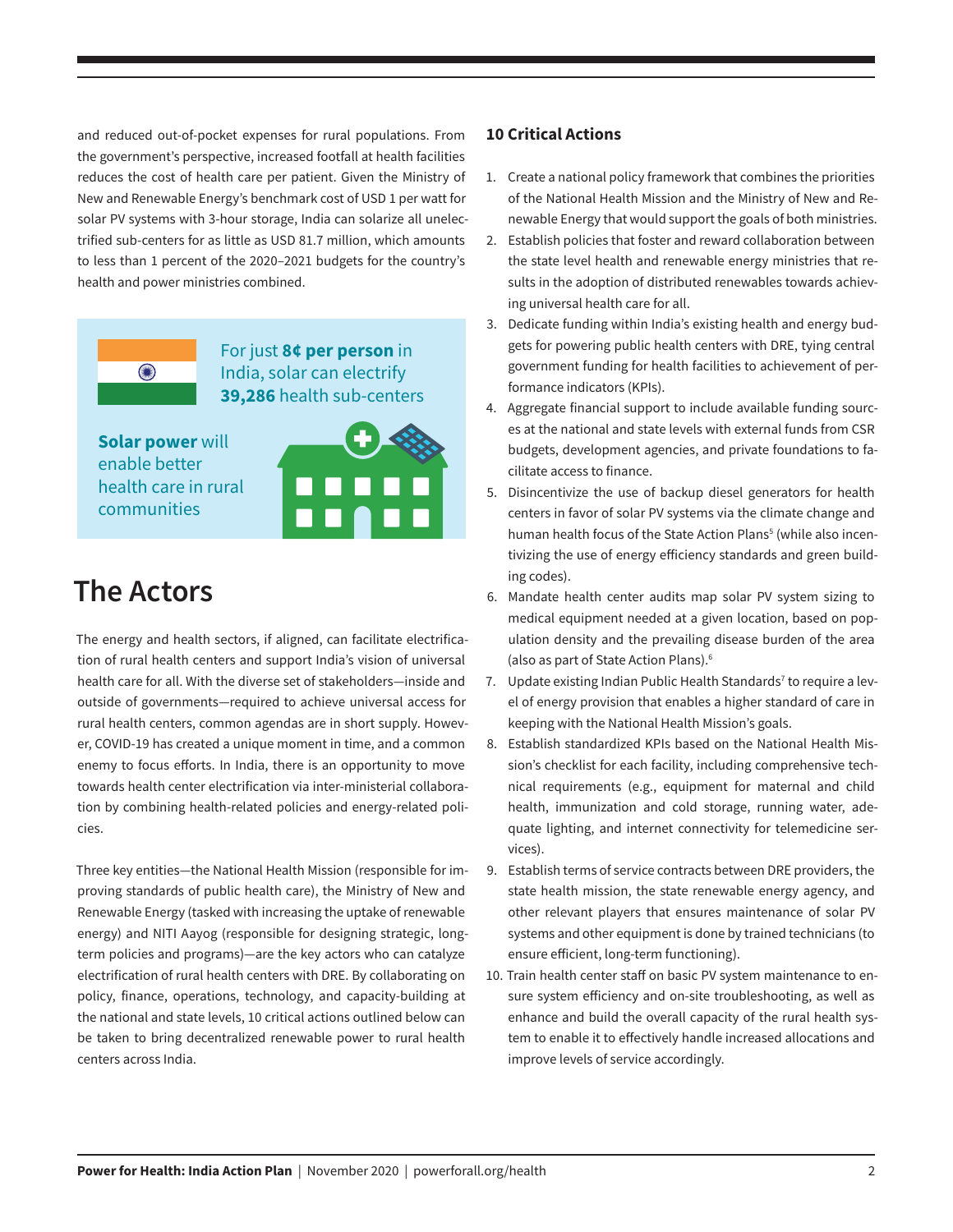and reduced out-of-pocket expenses for rural populations. From the government's perspective, increased footfall at health facilities reduces the cost of health care per patient. Given the Ministry of New and Renewable Energy's benchmark cost of USD 1 per watt for solar PV systems with 3-hour storage, India can solarize all unelectrified sub-centers for as little as USD 81.7 million, which amounts to less than 1 percent of the 2020–2021 budgets for the country's health and power ministries combined.

For just **8¢ per person** in India, solar can electrify **39,286** health sub-centers

**Solar power** will enable better health care in rural communities

# The Actors

The energy and health sectors, if aligned, can facilitate electrification of rural health centers and support India's vision of universal health care for all. With the diverse set of stakeholders—inside and outside of governments—required to achieve universal access for rural health centers, common agendas are in short supply. However, COVID-19 has created a unique moment in time, and a common enemy to focus efforts. In India, there is an opportunity to move towards health center electrification via inter-ministerial collaboration by combining health-related policies and energy-related policies.

Three key entities—the National Health Mission (responsible for improving standards of public health care), the Ministry of New and Renewable Energy (tasked with increasing the uptake of renewable energy) and NITI Aayog (responsible for designing strategic, long-term policies and programs)—are the key actors who can catalyze electrification of rural health centers with DRE. By collaborating on policy, finance, operations, technology, and capacity-building at the national and state levels, 10 critical actions outlined below can be taken to bring decentralized renewable power to rural health centers across India.

### 10 Critical Actions

1. Create a national policy framework that combines the priorities of the National Health Mission and the Ministry of New and Renewable Energy that would support the goals of both ministries.
2. Establish policies that foster and reward collaboration between the state level health and renewable energy ministries that results in the adoption of distributed renewables towards achieving universal health care for all.
3. Dedicate funding within India's existing health and energy budgets for powering public health centers with DRE, tying central government funding for health facilities to achievement of performance indicators (KPIs).
4. Aggregate financial support to include available funding sources at the national and state levels with external funds from CSR budgets, development agencies, and private foundations to facilitate access to finance.
5. Disincentivize the use of backup diesel generators for health centers in favor of solar PV systems via the climate change and human health focus of the State Action Plans[5] (while also incentivizing the use of energy efficiency standards and green building codes).
6. Mandate health center audits map solar PV system sizing to medical equipment needed at a given location, based on population density and the prevailing disease burden of the area (also as part of State Action Plans).[6]
7. Update existing Indian Public Health Standards[7] to require a level of energy provision that enables a higher standard of care in keeping with the National Health Mission's goals.
8. Establish standardized KPIs based on the National Health Mission's checklist for each facility, including comprehensive technical requirements (e.g., equipment for maternal and child health, immunization and cold storage, running water, adequate lighting, and internet connectivity for telemedicine services).
9. Establish terms of service contracts between DRE providers, the state health mission, the state renewable energy agency, and other relevant players that ensures maintenance of solar PV systems and other equipment is done by trained technicians (to ensure efficient, long-term functioning).
10. Train health center staff on basic PV system maintenance to ensure system efficiency and on-site troubleshooting, as well as enhance and build the overall capacity of the rural health system to enable it to effectively handle increased allocations and improve levels of service accordingly.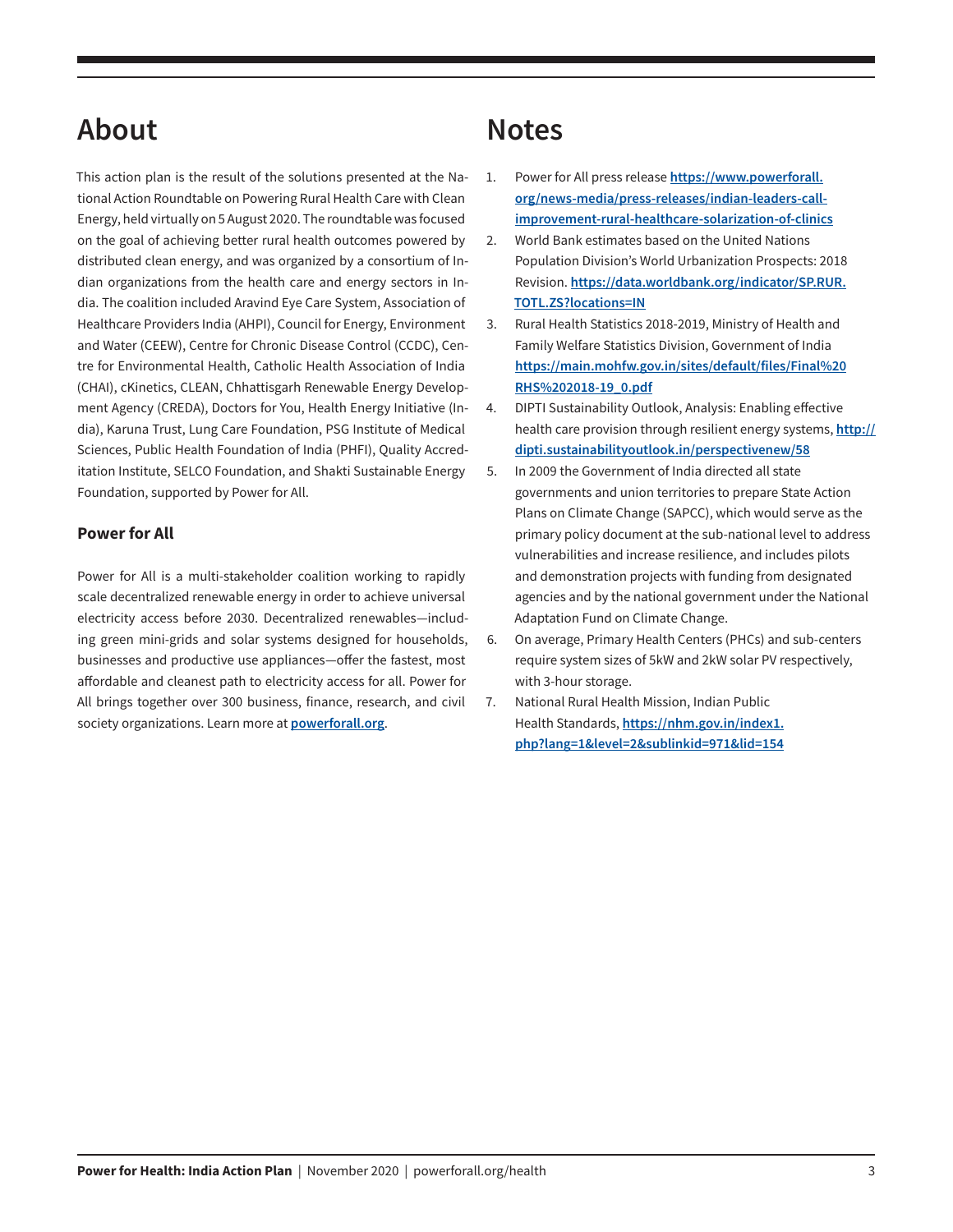# About

This action plan is the result of the solutions presented at the National Action Roundtable on Powering Rural Health Care with Clean Energy, held virtually on 5 August 2020. The roundtable was focused on the goal of achieving better rural health outcomes powered by distributed clean energy, and was organized by a consortium of Indian organizations from the health care and energy sectors in India. The coalition included Aravind Eye Care System, Association of Healthcare Providers India (AHPI), Council for Energy, Environment and Water (CEEW), Centre for Chronic Disease Control (CCDC), Centre for Environmental Health, Catholic Health Association of India (CHAI), cKinetics, CLEAN, Chhattisgarh Renewable Energy Development Agency (CREDA), Doctors for You, Health Energy Initiative (India), Karuna Trust, Lung Care Foundation, PSG Institute of Medical Sciences, Public Health Foundation of India (PHFI), Quality Accreditation Institute, SELCO Foundation, and Shakti Sustainable Energy Foundation, supported by Power for All.

### Power for All

Power for All is a multi-stakeholder coalition working to rapidly scale decentralized renewable energy in order to achieve universal electricity access before 2030. Decentralized renewables—including green mini-grids and solar systems designed for households, businesses and productive use appliances—offer the fastest, most affordable and cleanest path to electricity access for all. Power for All brings together over 300 business, finance, research, and civil society organizations. Learn more at **powerforall.org**.

# Notes

1. Power for All press release **https://www.powerforall.org/news-media/press-releases/indian-leaders-call-improvement-rural-healthcare-solarization-of-clinics**
2. World Bank estimates based on the United Nations Population Division's World Urbanization Prospects: 2018 Revision. **https://data.worldbank.org/indicator/SP.RUR.TOTL.ZS?locations=IN**
3. Rural Health Statistics 2018-2019, Ministry of Health and Family Welfare Statistics Division, Government of India **https://main.mohfw.gov.in/sites/default/files/Final%20RHS%202018-19_0.pdf**
4. DIPTI Sustainability Outlook, Analysis: Enabling effective health care provision through resilient energy systems, **http://dipti.sustainabilityoutlook.in/perspectivenew/58**
5. In 2009 the Government of India directed all state governments and union territories to prepare State Action Plans on Climate Change (SAPCC), which would serve as the primary policy document at the sub-national level to address vulnerabilities and increase resilience, and includes pilots and demonstration projects with funding from designated agencies and by the national government under the National Adaptation Fund on Climate Change.
6. On average, Primary Health Centers (PHCs) and sub-centers require system sizes of 5kW and 2kW solar PV respectively, with 3-hour storage.
7. National Rural Health Mission, Indian Public Health Standards, **https://nhm.gov.in/index1.php?lang=1&level=2&sublinkid=971&lid=154**